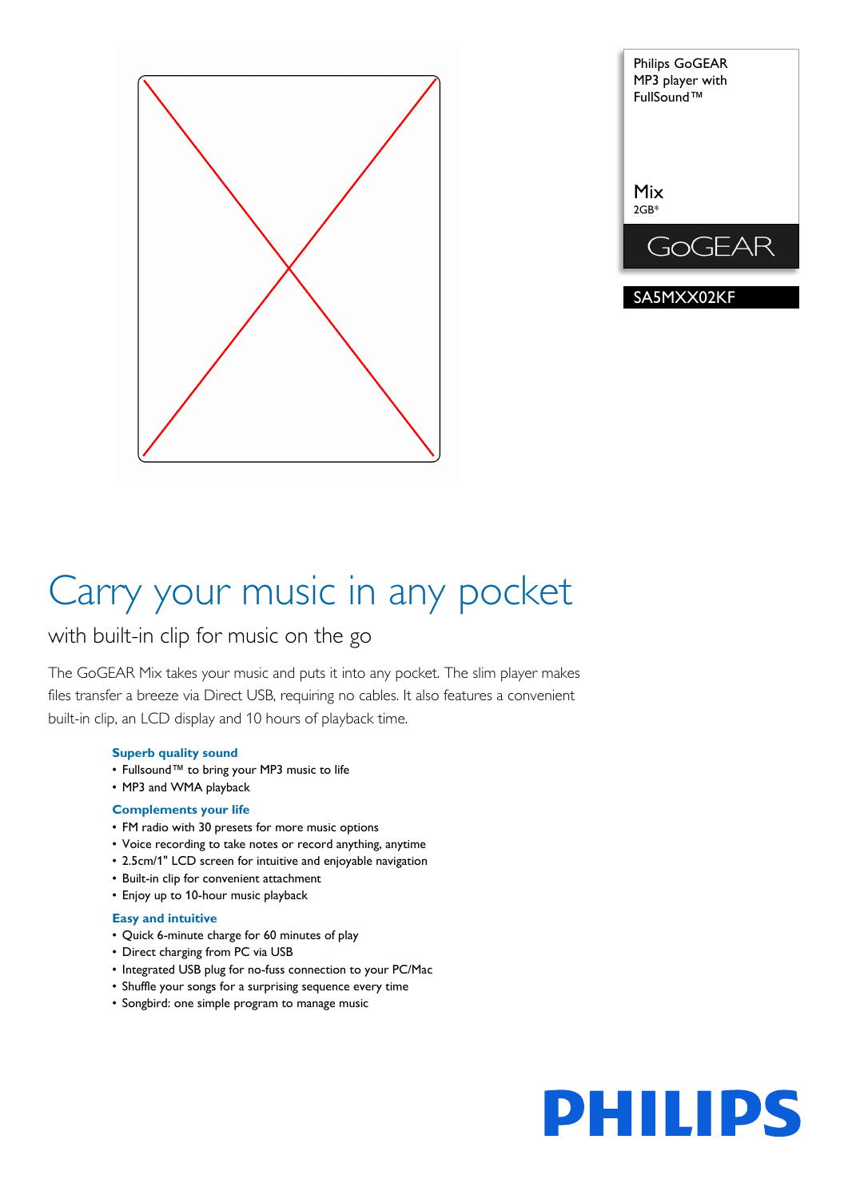Philips GoGEAR MP3 player with FullSound™

Mix
2GB*

GoGEAR

SA5MXX02KF

# Carry your music in any pocket

## with built-in clip for music on the go

The GoGEAR Mix takes your music and puts it into any pocket. The slim player makes files transfer a breeze via Direct USB, requiring no cables. It also features a convenient built-in clip, an LCD display and 10 hours of playback time.

### Superb quality sound
- Fullsound™ to bring your MP3 music to life
- MP3 and WMA playback

### Complements your life
- FM radio with 30 presets for more music options
- Voice recording to take notes or record anything, anytime
- 2.5cm/1" LCD screen for intuitive and enjoyable navigation
- Built-in clip for convenient attachment
- Enjoy up to 10-hour music playback

### Easy and intuitive
- Quick 6-minute charge for 60 minutes of play
- Direct charging from PC via USB
- Integrated USB plug for no-fuss connection to your PC/Mac
- Shuffle your songs for a surprising sequence every time
- Songbird: one simple program to manage music

PHILIPS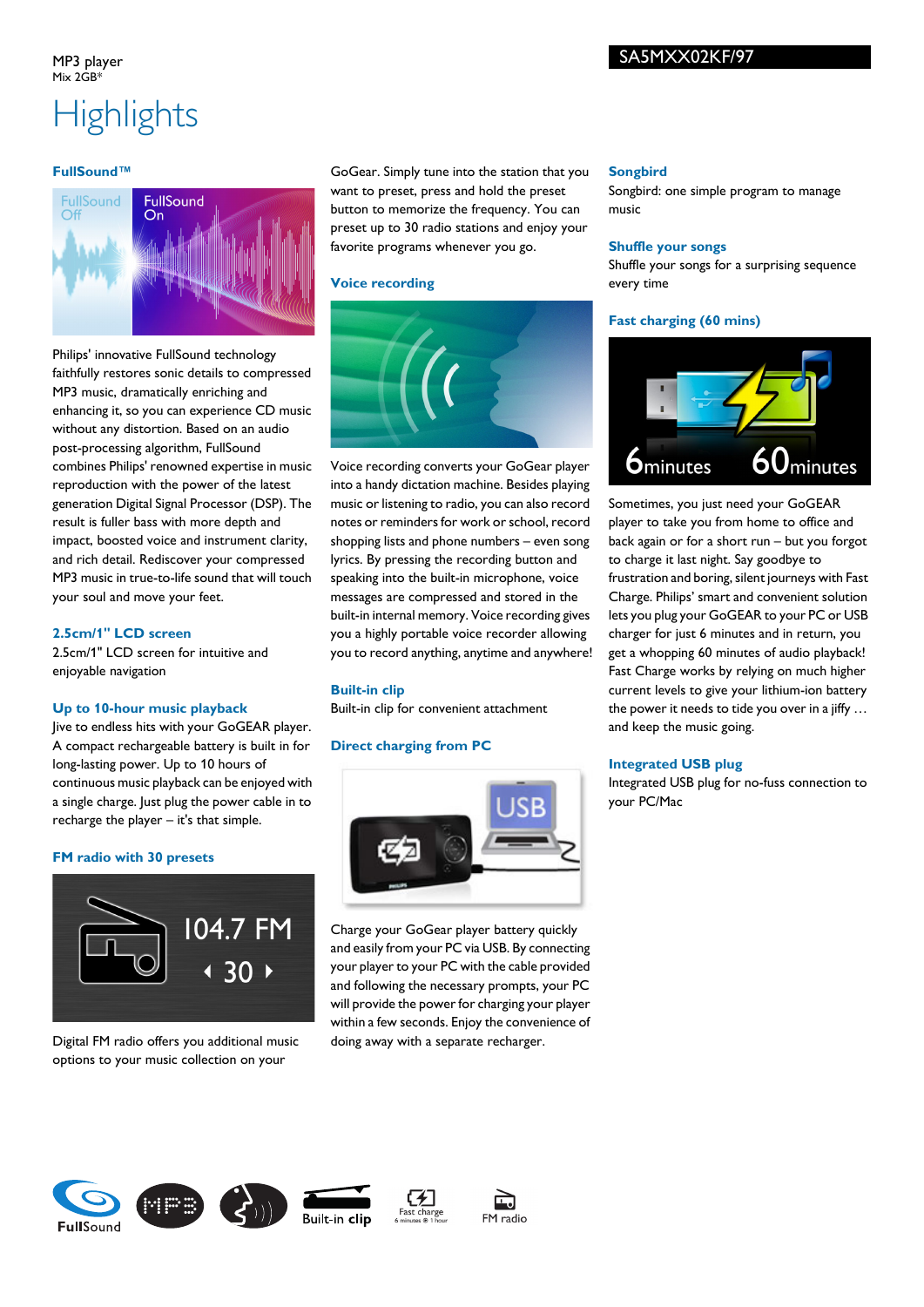MP3 player
Mix 2GB*

SA5MXX02KF/97

# Highlights

### FullSound™

Philips' innovative FullSound technology faithfully restores sonic details to compressed MP3 music, dramatically enriching and enhancing it, so you can experience CD music without any distortion. Based on an audio post-processing algorithm, FullSound combines Philips' renowned expertise in music reproduction with the power of the latest generation Digital Signal Processor (DSP). The result is fuller bass with more depth and impact, boosted voice and instrument clarity, and rich detail. Rediscover your compressed MP3 music in true-to-life sound that will touch your soul and move your feet.

### 2.5cm/1" LCD screen

2.5cm/1" LCD screen for intuitive and enjoyable navigation

### Up to 10-hour music playback

Jive to endless hits with your GoGEAR player. A compact rechargeable battery is built in for long-lasting power. Up to 10 hours of continuous music playback can be enjoyed with a single charge. Just plug the power cable in to recharge the player – it's that simple.

### FM radio with 30 presets

Digital FM radio offers you additional music options to your music collection on your GoGear. Simply tune into the station that you want to preset, press and hold the preset button to memorize the frequency. You can preset up to 30 radio stations and enjoy your favorite programs whenever you go.

### Voice recording

Voice recording converts your GoGear player into a handy dictation machine. Besides playing music or listening to radio, you can also record notes or reminders for work or school, record shopping lists and phone numbers – even song lyrics. By pressing the recording button and speaking into the built-in microphone, voice messages are compressed and stored in the built-in internal memory. Voice recording gives you a highly portable voice recorder allowing you to record anything, anytime and anywhere!

### Built-in clip

Built-in clip for convenient attachment

### Direct charging from PC

Charge your GoGear player battery quickly and easily from your PC via USB. By connecting your player to your PC with the cable provided and following the necessary prompts, your PC will provide the power for charging your player within a few seconds. Enjoy the convenience of doing away with a separate recharger.

### Songbird

Songbird: one simple program to manage music

### Shuffle your songs

Shuffle your songs for a surprising sequence every time

### Fast charging (60 mins)

Sometimes, you just need your GoGEAR player to take you from home to office and back again or for a short run – but you forgot to charge it last night. Say goodbye to frustration and boring, silent journeys with Fast Charge. Philips' smart and convenient solution lets you plug your GoGEAR to your PC or USB charger for just 6 minutes and in return, you get a whopping 60 minutes of audio playback! Fast Charge works by relying on much higher current levels to give your lithium-ion battery the power it needs to tide you over in a jiffy … and keep the music going.

### Integrated USB plug

Integrated USB plug for no-fuss connection to your PC/Mac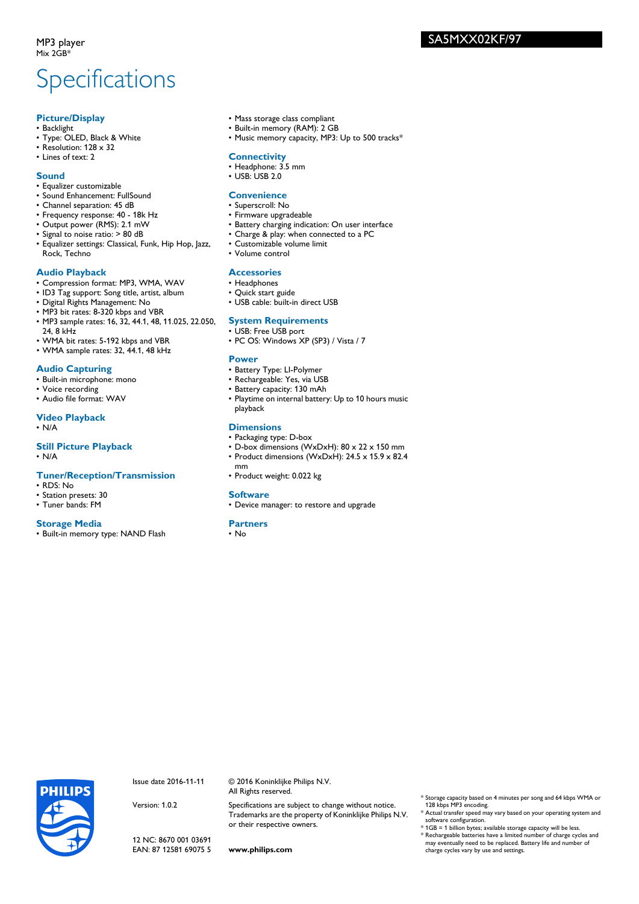MP3 player
Mix 2GB*

SA5MXX02KF/97

# Specifications

### Picture/Display
- Backlight
- Type: OLED, Black & White
- Resolution: 128 x 32
- Lines of text: 2

### Sound
- Equalizer customizable
- Sound Enhancement: FullSound
- Channel separation: 45 dB
- Frequency response: 40 - 18k Hz
- Output power (RMS): 2.1 mW
- Signal to noise ratio: > 80 dB
- Equalizer settings: Classical, Funk, Hip Hop, Jazz, Rock, Techno

### Audio Playback
- Compression format: MP3, WMA, WAV
- ID3 Tag support: Song title, artist, album
- Digital Rights Management: No
- MP3 bit rates: 8-320 kbps and VBR
- MP3 sample rates: 16, 32, 44.1, 48, 11.025, 22.050, 24, 8 kHz
- WMA bit rates: 5-192 kbps and VBR
- WMA sample rates: 32, 44.1, 48 kHz

### Audio Capturing
- Built-in microphone: mono
- Voice recording
- Audio file format: WAV

### Video Playback
- N/A

### Still Picture Playback
- N/A

### Tuner/Reception/Transmission
- RDS: No
- Station presets: 30
- Tuner bands: FM

### Storage Media
- Built-in memory type: NAND Flash
- Mass storage class compliant
- Built-in memory (RAM): 2 GB
- Music memory capacity, MP3: Up to 500 tracks*

### Connectivity
- Headphone: 3.5 mm
- USB: USB 2.0

### Convenience
- Superscroll: No
- Firmware upgradeable
- Battery charging indication: On user interface
- Charge & play: when connected to a PC
- Customizable volume limit
- Volume control

### Accessories
- Headphones
- Quick start guide
- USB cable: built-in direct USB

### System Requirements
- USB: Free USB port
- PC OS: Windows XP (SP3) / Vista / 7

### Power
- Battery Type: LI-Polymer
- Rechargeable: Yes, via USB
- Battery capacity: 130 mAh
- Playtime on internal battery: Up to 10 hours music playback

### Dimensions
- Packaging type: D-box
- D-box dimensions (WxDxH): 80 x 22 x 150 mm
- Product dimensions (WxDxH): 24.5 x 15.9 x 82.4 mm
- Product weight: 0.022 kg

### Software
- Device manager: to restore and upgrade

### Partners
- No

Issue date 2016-11-11

Version: 1.0.2

12 NC: 8670 001 03691
EAN: 87 12581 69075 5

© 2016 Koninklijke Philips N.V.
All Rights reserved.

Specifications are subject to change without notice. Trademarks are the property of Koninklijke Philips N.V. or their respective owners.

www.philips.com

* Storage capacity based on 4 minutes per song and 64 kbps WMA or 128 kbps MP3 encoding.
* Actual transfer speed may vary based on your operating system and software configuration.
* 1GB = 1 billion bytes; available storage capacity will be less.
* Rechargeable batteries have a limited number of charge cycles and may eventually need to be replaced. Battery life and number of charge cycles vary by use and settings.